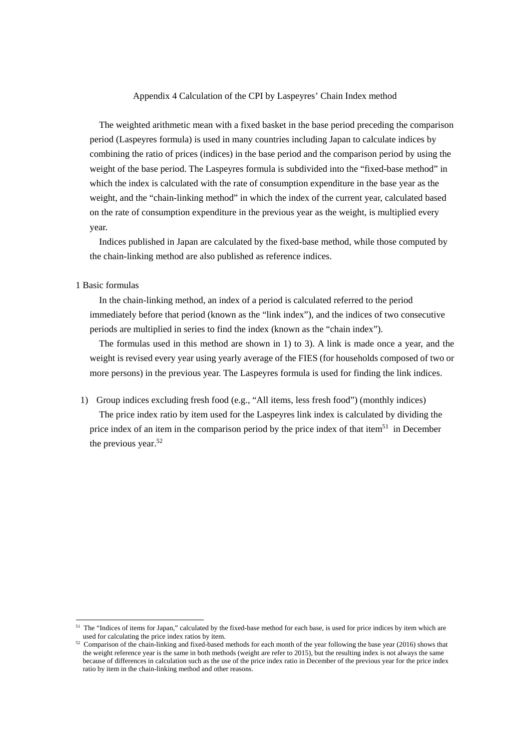# Appendix 4 Calculation of the CPI by Laspeyres' Chain Index method

The weighted arithmetic mean with a fixed basket in the base period preceding the comparison period (Laspeyres formula) is used in many countries including Japan to calculate indices by combining the ratio of prices (indices) in the base period and the comparison period by using the weight of the base period. The Laspeyres formula is subdivided into the "fixed-base method" in which the index is calculated with the rate of consumption expenditure in the base year as the weight, and the "chain-linking method" in which the index of the current year, calculated based on the rate of consumption expenditure in the previous year as the weight, is multiplied every year.

Indices published in Japan are calculated by the fixed-base method, while those computed by the chain-linking method are also published as reference indices.

## 1 Basic formulas

In the chain-linking method, an index of a period is calculated referred to the period immediately before that period (known as the "link index"), and the indices of two consecutive periods are multiplied in series to find the index (known as the "chain index").

The formulas used in this method are shown in 1) to 3). A link is made once a year, and the weight is revised every year using yearly average of the FIES (for households composed of two or more persons) in the previous year. The Laspeyres formula is used for finding the link indices.

1) Group indices excluding fresh food (e.g., "All items, less fresh food") (monthly indices)

The price index ratio by item used for the Laspeyres link index is calculated by dividing the price index of an item in the comparison period by the price index of that item[51] in December the previous year.[52]

---

[51] The "Indices of items for Japan," calculated by the fixed-base method for each base, is used for price indices by item which are used for calculating the price index ratios by item.

[52] Comparison of the chain-linking and fixed-based methods for each month of the year following the base year (2016) shows that the weight reference year is the same in both methods (weight are refer to 2015), but the resulting index is not always the same because of differences in calculation such as the use of the price index ratio in December of the previous year for the price index ratio by item in the chain-linking method and other reasons.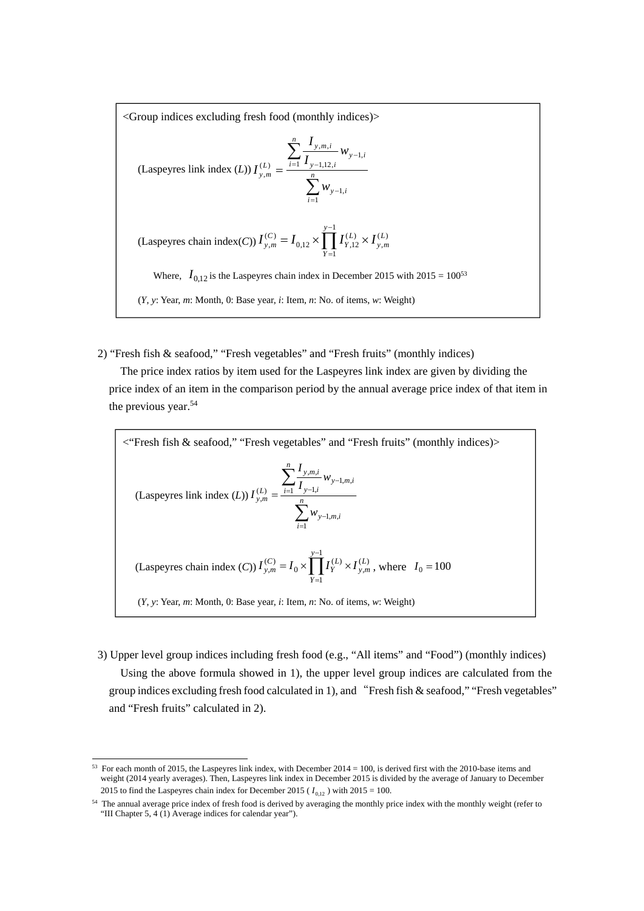<Group indices excluding fresh food (monthly indices)>

(Laspeyres link index (*L*)) $I_{y,m}^{(L)} = \dfrac{\sum_{i=1}^{n} \dfrac{I_{y,m,i}}{I_{y-1,12,i}} w_{y-1,i}}{\sum_{i=1}^{n} w_{y-1,i}}$

(Laspeyres chain index(*C*)) $I_{y,m}^{(C)} = I_{0,12} \times \prod_{Y=1}^{y-1} I_{Y,12}^{(L)} \times I_{y,m}^{(L)}$

Where, $I_{0,12}$ is the Laspeyres chain index in December 2015 with 2015 = 100[53]

(*Y*, *y*: Year, *m*: Month, 0: Base year, *i*: Item, *n*: No. of items, *w*: Weight)

2) "Fresh fish & seafood," "Fresh vegetables" and "Fresh fruits" (monthly indices)

The price index ratios by item used for the Laspeyres link index are given by dividing the price index of an item in the comparison period by the annual average price index of that item in the previous year.[54]

<"Fresh fish & seafood," "Fresh vegetables" and "Fresh fruits" (monthly indices)>

(Laspeyres link index (*L*)) $I_{y,m}^{(L)} = \dfrac{\sum_{i=1}^{n} \dfrac{I_{y,m,i}}{I_{y-1,i}} w_{y-1,m,i}}{\sum_{i=1}^{n} w_{y-1,m,i}}$

(Laspeyres chain index (*C*)) $I_{y,m}^{(C)} = I_0 \times \prod_{Y=1}^{y-1} I_Y^{(L)} \times I_{y,m}^{(L)}$, where $I_0 = 100$

(*Y*, *y*: Year, *m*: Month, 0: Base year, *i*: Item, *n*: No. of items, *w*: Weight)

3) Upper level group indices including fresh food (e.g., "All items" and "Food") (monthly indices)

Using the above formula showed in 1), the upper level group indices are calculated from the group indices excluding fresh food calculated in 1), and "Fresh fish & seafood," "Fresh vegetables" and "Fresh fruits" calculated in 2).

---

[53] For each month of 2015, the Laspeyres link index, with December 2014 = 100, is derived first with the 2010-base items and weight (2014 yearly averages). Then, Laspeyres link index in December 2015 is divided by the average of January to December 2015 to find the Laspeyres chain index for December 2015 ( $I_{0,12}$ ) with 2015 = 100.

[54] The annual average price index of fresh food is derived by averaging the monthly price index with the monthly weight (refer to "III Chapter 5, 4 (1) Average indices for calendar year").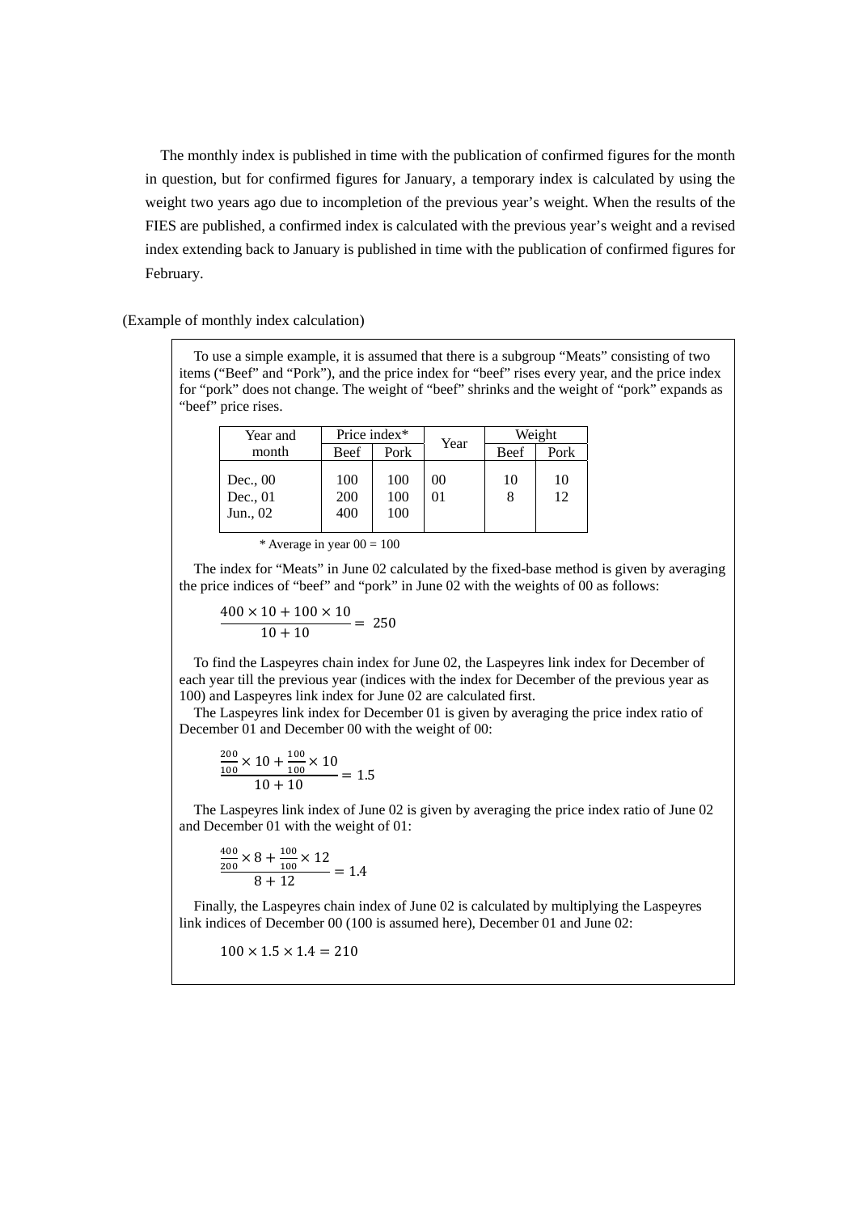The monthly index is published in time with the publication of confirmed figures for the month in question, but for confirmed figures for January, a temporary index is calculated by using the weight two years ago due to incompletion of the previous year's weight. When the results of the FIES are published, a confirmed index is calculated with the previous year's weight and a revised index extending back to January is published in time with the publication of confirmed figures for February.

(Example of monthly index calculation)

To use a simple example, it is assumed that there is a subgroup "Meats" consisting of two items ("Beef" and "Pork"), and the price index for "beef" rises every year, and the price index for "pork" does not change. The weight of "beef" shrinks and the weight of "pork" expands as "beef" price rises.

| Year and month | Price index* | | Year | Weight | |
|---|---|---|---|---|---|
| | Beef | Pork | | Beef | Pork |
| Dec., 00 | 100 | 100 | 00 | 10 | 10 |
| Dec., 01 | 200 | 100 | 01 | 8 | 12 |
| Jun., 02 | 400 | 100 | | | |

\* Average in year 00 = 100

The index for "Meats" in June 02 calculated by the fixed-base method is given by averaging the price indices of "beef" and "pork" in June 02 with the weights of 00 as follows:

$$\frac{400 \times 10 + 100 \times 10}{10 + 10} = 250$$

To find the Laspeyres chain index for June 02, the Laspeyres link index for December of each year till the previous year (indices with the index for December of the previous year as 100) and Laspeyres link index for June 02 are calculated first.

The Laspeyres link index for December 01 is given by averaging the price index ratio of December 01 and December 00 with the weight of 00:

$$\frac{\frac{200}{100} \times 10 + \frac{100}{100} \times 10}{10 + 10} = 1.5$$

The Laspeyres link index of June 02 is given by averaging the price index ratio of June 02 and December 01 with the weight of 01:

$$\frac{\frac{400}{200} \times 8 + \frac{100}{100} \times 12}{8 + 12} = 1.4$$

Finally, the Laspeyres chain index of June 02 is calculated by multiplying the Laspeyres link indices of December 00 (100 is assumed here), December 01 and June 02:

$$100 \times 1.5 \times 1.4 = 210$$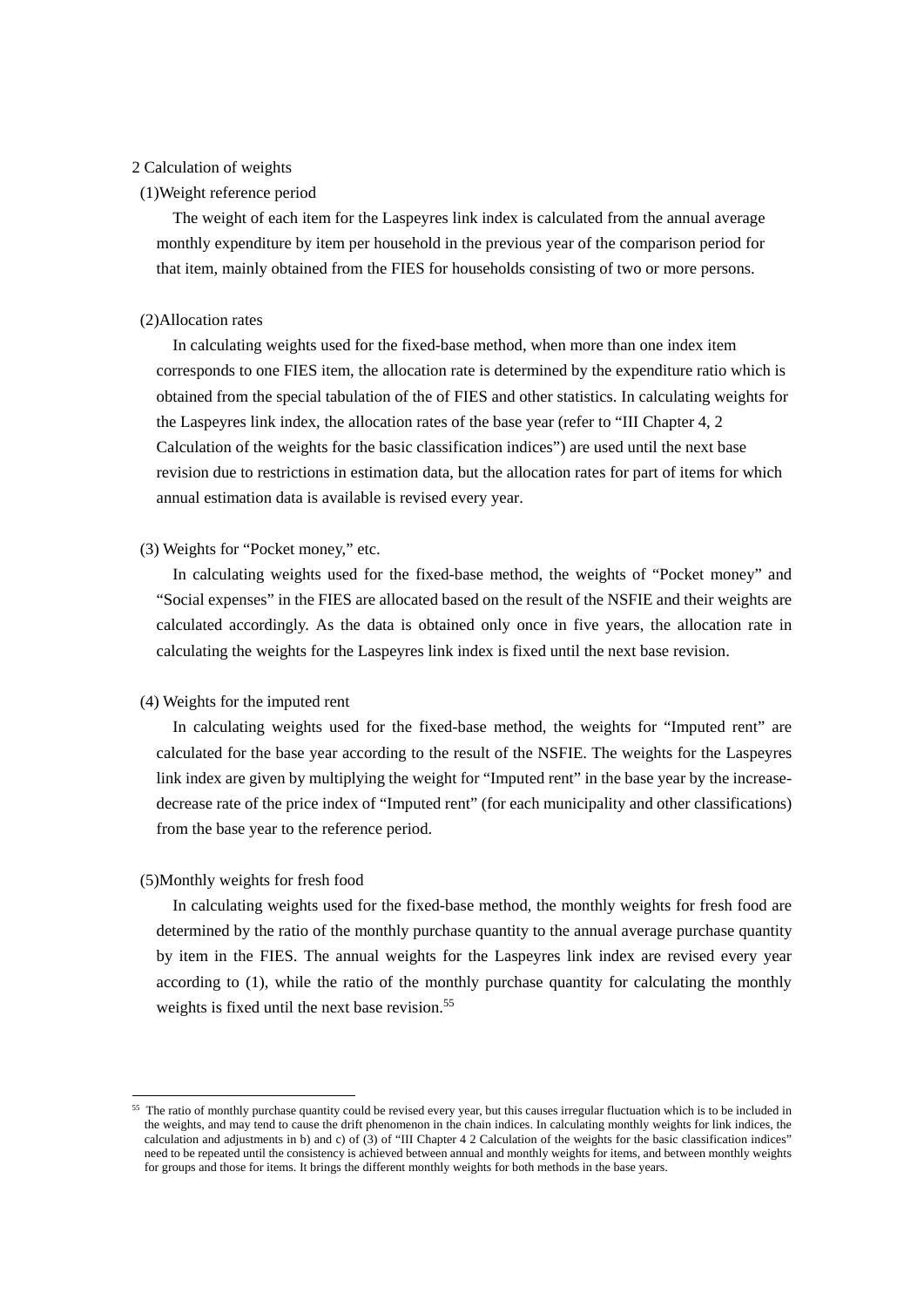## 2 Calculation of weights

### (1)Weight reference period

The weight of each item for the Laspeyres link index is calculated from the annual average monthly expenditure by item per household in the previous year of the comparison period for that item, mainly obtained from the FIES for households consisting of two or more persons.

### (2)Allocation rates

In calculating weights used for the fixed-base method, when more than one index item corresponds to one FIES item, the allocation rate is determined by the expenditure ratio which is obtained from the special tabulation of the of FIES and other statistics. In calculating weights for the Laspeyres link index, the allocation rates of the base year (refer to "III Chapter 4, 2 Calculation of the weights for the basic classification indices") are used until the next base revision due to restrictions in estimation data, but the allocation rates for part of items for which annual estimation data is available is revised every year.

### (3) Weights for "Pocket money," etc.

In calculating weights used for the fixed-base method, the weights of "Pocket money" and "Social expenses" in the FIES are allocated based on the result of the NSFIE and their weights are calculated accordingly. As the data is obtained only once in five years, the allocation rate in calculating the weights for the Laspeyres link index is fixed until the next base revision.

### (4) Weights for the imputed rent

In calculating weights used for the fixed-base method, the weights for "Imputed rent" are calculated for the base year according to the result of the NSFIE. The weights for the Laspeyres link index are given by multiplying the weight for "Imputed rent" in the base year by the increase-decrease rate of the price index of "Imputed rent" (for each municipality and other classifications) from the base year to the reference period.

### (5)Monthly weights for fresh food

In calculating weights used for the fixed-base method, the monthly weights for fresh food are determined by the ratio of the monthly purchase quantity to the annual average purchase quantity by item in the FIES. The annual weights for the Laspeyres link index are revised every year according to (1), while the ratio of the monthly purchase quantity for calculating the monthly weights is fixed until the next base revision.[55]

---

[55] The ratio of monthly purchase quantity could be revised every year, but this causes irregular fluctuation which is to be included in the weights, and may tend to cause the drift phenomenon in the chain indices. In calculating monthly weights for link indices, the calculation and adjustments in b) and c) of (3) of "III Chapter 4 2 Calculation of the weights for the basic classification indices" need to be repeated until the consistency is achieved between annual and monthly weights for items, and between monthly weights for groups and those for items. It brings the different monthly weights for both methods in the base years.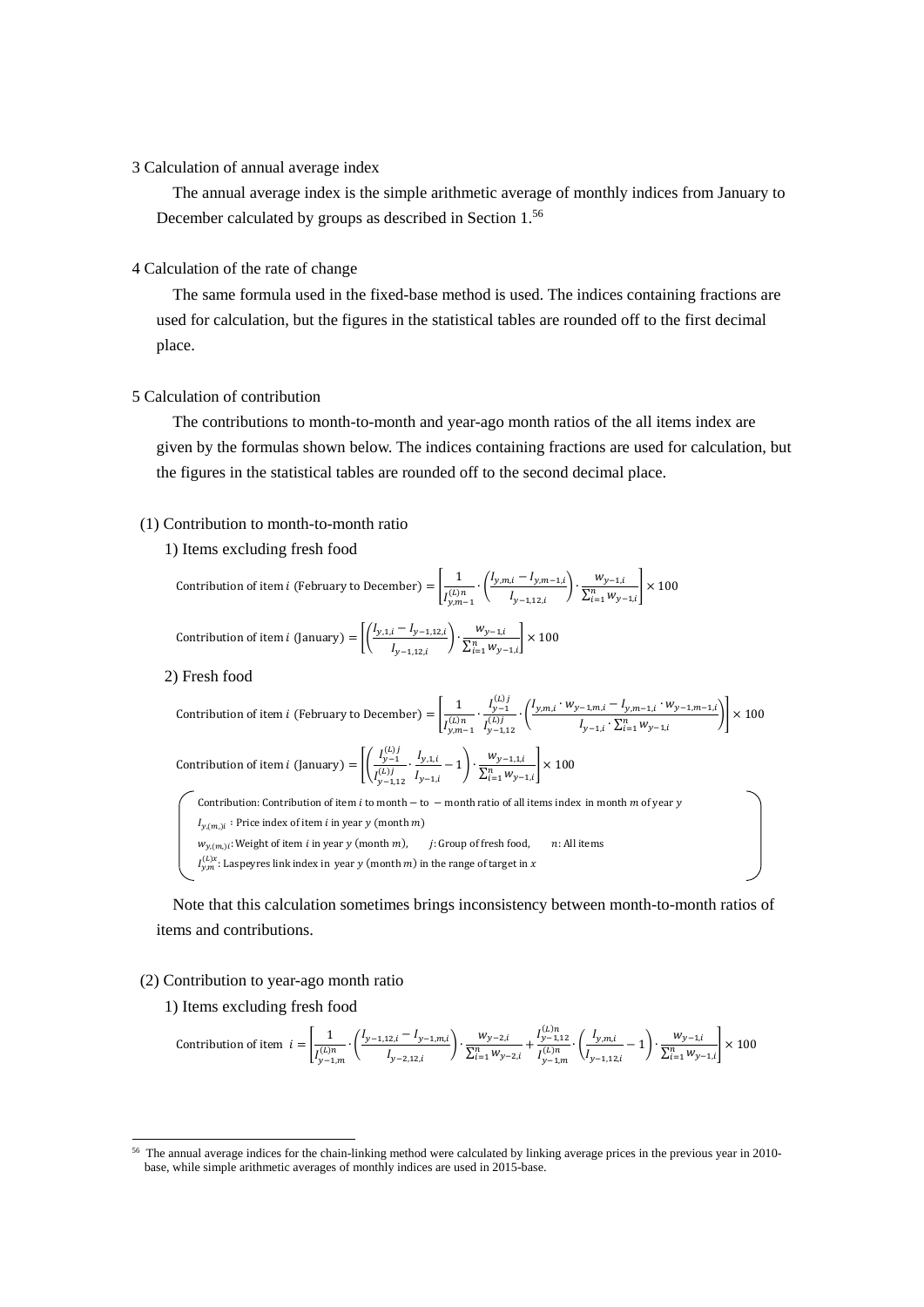## 3 Calculation of annual average index

The annual average index is the simple arithmetic average of monthly indices from January to December calculated by groups as described in Section 1.[56]

## 4 Calculation of the rate of change

The same formula used in the fixed-base method is used. The indices containing fractions are used for calculation, but the figures in the statistical tables are rounded off to the first decimal place.

## 5 Calculation of contribution

The contributions to month-to-month and year-ago month ratios of the all items index are given by the formulas shown below. The indices containing fractions are used for calculation, but the figures in the statistical tables are rounded off to the second decimal place.

### (1) Contribution to month-to-month ratio

1) Items excluding fresh food

$$\text{Contribution of item } i \text{ (February to December)} = \left[\frac{1}{I_{y,m-1}^{(L)n}} \cdot \left(\frac{I_{y,m,i} - I_{y,m-1,i}}{I_{y-1,12,i}}\right) \cdot \frac{w_{y-1,i}}{\sum_{i=1}^{n} w_{y-1,i}}\right] \times 100$$

$$\text{Contribution of item } i \text{ (January)} = \left[\left(\frac{I_{y,1,i} - I_{y-1,12,i}}{I_{y-1,12,i}}\right) \cdot \frac{w_{y-1,i}}{\sum_{i=1}^{n} w_{y-1,i}}\right] \times 100$$

2) Fresh food

$$\text{Contribution of item } i \text{ (February to December)} = \left[\frac{1}{I_{y,m-1}^{(L)n}} \cdot \frac{I_{y-1}^{(L)j}}{I_{y-1,12}^{(L)j}} \cdot \left(\frac{I_{y,m,i} \cdot w_{y-1,m,i} - I_{y,m-1,i} \cdot w_{y-1,m-1,i}}{I_{y-1,i} \cdot \sum_{i=1}^{n} w_{y-1,i}}\right)\right] \times 100$$

$$\text{Contribution of item } i \text{ (January)} = \left[\left(\frac{I_{y-1}^{(L)j}}{I_{y-1,12}^{(L)j}} \cdot \frac{I_{y,1,i}}{I_{y-1,i}} - 1\right) \cdot \frac{w_{y-1,1,i}}{\sum_{i=1}^{n} w_{y-1,i}}\right] \times 100$$

Contribution: Contribution of item $i$ to month-to-month ratio of all items index in month $m$ of year $y$

$I_{y,(m,)i}$ : Price index of item $i$ in year $y$ (month $m$)

$w_{y,(m,)i}$: Weight of item $i$ in year $y$ (month $m$), $j$: Group of fresh food, $n$: All items

$I_{y,m}^{(L)x}$: Laspeyres link index in year $y$ (month $m$) in the range of target in $x$

Note that this calculation sometimes brings inconsistency between month-to-month ratios of items and contributions.

### (2) Contribution to year-ago month ratio

1) Items excluding fresh food

$$\text{Contribution of item } i = \left[\frac{1}{I_{y-1,m}^{(L)n}} \cdot \left(\frac{I_{y-1,12,i} - I_{y-1,m,i}}{I_{y-2,12,i}}\right) \cdot \frac{w_{y-2,i}}{\sum_{i=1}^{n} w_{y-2,i}} + \frac{I_{y-1,12}^{(L)n}}{I_{y-1,m}^{(L)n}} \cdot \left(\frac{I_{y,m,i}}{I_{y-1,12,i}} - 1\right) \cdot \frac{w_{y-1,i}}{\sum_{i=1}^{n} w_{y-1,i}}\right] \times 100$$

---

[56] The annual average indices for the chain-linking method were calculated by linking average prices in the previous year in 2010-base, while simple arithmetic averages of monthly indices are used in 2015-base.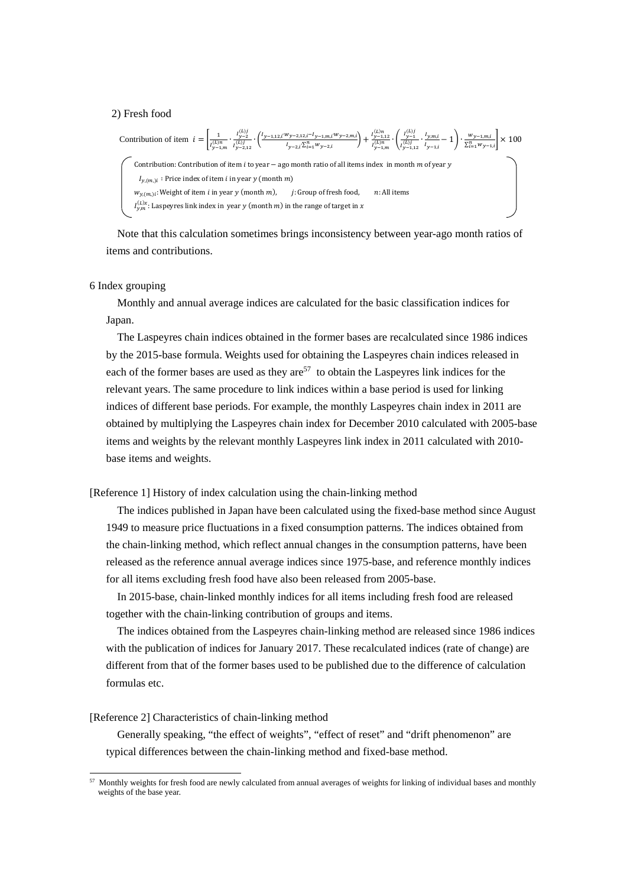2) Fresh food

$$\text{Contribution of item } i = \left[ \frac{1}{I_{y-1,m}^{(L)n}} \cdot \frac{I_{y-2}^{(L)j}}{I_{y-2,12}^{(L)j}} \cdot \left( \frac{I_{y-1,12,i} \cdot w_{y-2,12,i} - I_{y-1,m,i} \cdot w_{y-2,m,i}}{I_{y-2,i} \sum_{i=1}^{n} w_{y-2,i}} \right) + \frac{I_{y-1,12}^{(L)n}}{I_{y-1,m}^{(L)n}} \cdot \left( \frac{I_{y-1}^{(L)j}}{I_{y-1,12}^{(L)j}} \cdot \frac{I_{y,m,i}}{I_{y-1,i}} - 1 \right) \cdot \frac{w_{y-1,m,i}}{\sum_{i=1}^{n} w_{y-1,i}} \right] \times 100$$

- Contribution: Contribution of item $i$ to year − ago month ratio of all items index in month $m$ of year $y$
- $I_{y,(m,)i}$ : Price index of item $i$ in year $y$ (month $m$)
- $w_{y,(m,)i}$: Weight of item $i$ in year $y$ (month $m$), $j$: Group of fresh food, $n$: All items
- $I_{y,m}^{(L)x}$: Laspeyres link index in year $y$ (month $m$) in the range of target in $x$

Note that this calculation sometimes brings inconsistency between year-ago month ratios of items and contributions.

6 Index grouping

Monthly and annual average indices are calculated for the basic classification indices for Japan.

The Laspeyres chain indices obtained in the former bases are recalculated since 1986 indices by the 2015-base formula. Weights used for obtaining the Laspeyres chain indices released in each of the former bases are used as they are[57] to obtain the Laspeyres link indices for the relevant years. The same procedure to link indices within a base period is used for linking indices of different base periods. For example, the monthly Laspeyres chain index in 2011 are obtained by multiplying the Laspeyres chain index for December 2010 calculated with 2005-base items and weights by the relevant monthly Laspeyres link index in 2011 calculated with 2010-base items and weights.

[Reference 1] History of index calculation using the chain-linking method

The indices published in Japan have been calculated using the fixed-base method since August 1949 to measure price fluctuations in a fixed consumption patterns. The indices obtained from the chain-linking method, which reflect annual changes in the consumption patterns, have been released as the reference annual average indices since 1975-base, and reference monthly indices for all items excluding fresh food have also been released from 2005-base.

In 2015-base, chain-linked monthly indices for all items including fresh food are released together with the chain-linking contribution of groups and items.

The indices obtained from the Laspeyres chain-linking method are released since 1986 indices with the publication of indices for January 2017. These recalculated indices (rate of change) are different from that of the former bases used to be published due to the difference of calculation formulas etc.

[Reference 2] Characteristics of chain-linking method

Generally speaking, “the effect of weights”, “effect of reset” and “drift phenomenon” are typical differences between the chain-linking method and fixed-base method.

---

[57] Monthly weights for fresh food are newly calculated from annual averages of weights for linking of individual bases and monthly weights of the base year.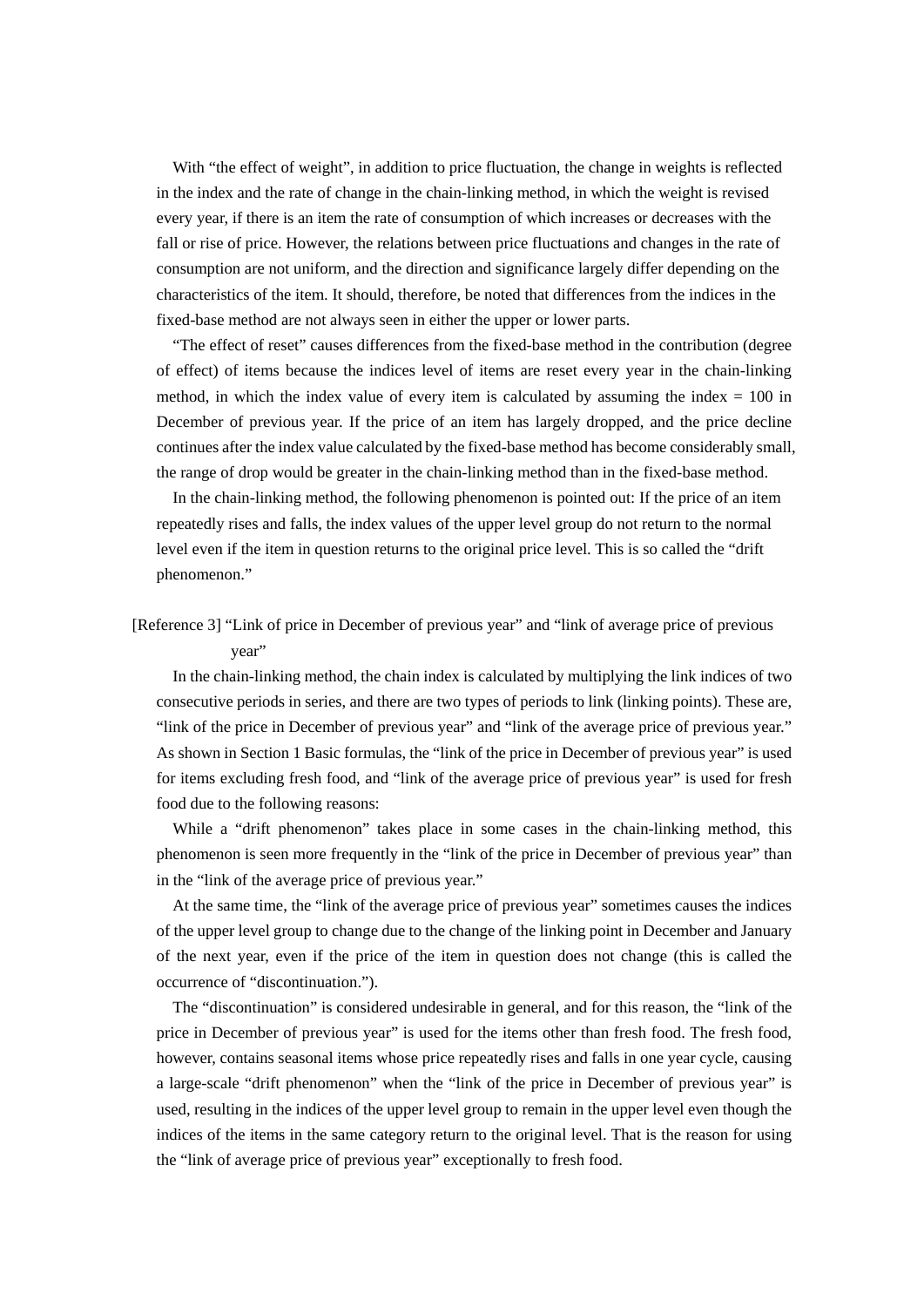With “the effect of weight”, in addition to price fluctuation, the change in weights is reflected in the index and the rate of change in the chain-linking method, in which the weight is revised every year, if there is an item the rate of consumption of which increases or decreases with the fall or rise of price. However, the relations between price fluctuations and changes in the rate of consumption are not uniform, and the direction and significance largely differ depending on the characteristics of the item. It should, therefore, be noted that differences from the indices in the fixed-base method are not always seen in either the upper or lower parts.

“The effect of reset” causes differences from the fixed-base method in the contribution (degree of effect) of items because the indices level of items are reset every year in the chain-linking method, in which the index value of every item is calculated by assuming the index = 100 in December of previous year. If the price of an item has largely dropped, and the price decline continues after the index value calculated by the fixed-base method has become considerably small, the range of drop would be greater in the chain-linking method than in the fixed-base method.

In the chain-linking method, the following phenomenon is pointed out: If the price of an item repeatedly rises and falls, the index values of the upper level group do not return to the normal level even if the item in question returns to the original price level. This is so called the “drift phenomenon.”

[Reference 3] “Link of price in December of previous year” and “link of average price of previous year”

In the chain-linking method, the chain index is calculated by multiplying the link indices of two consecutive periods in series, and there are two types of periods to link (linking points). These are, “link of the price in December of previous year” and “link of the average price of previous year.” As shown in Section 1 Basic formulas, the “link of the price in December of previous year” is used for items excluding fresh food, and “link of the average price of previous year” is used for fresh food due to the following reasons:

While a “drift phenomenon” takes place in some cases in the chain-linking method, this phenomenon is seen more frequently in the “link of the price in December of previous year” than in the “link of the average price of previous year.”

At the same time, the “link of the average price of previous year” sometimes causes the indices of the upper level group to change due to the change of the linking point in December and January of the next year, even if the price of the item in question does not change (this is called the occurrence of “discontinuation.”).

The “discontinuation” is considered undesirable in general, and for this reason, the “link of the price in December of previous year” is used for the items other than fresh food. The fresh food, however, contains seasonal items whose price repeatedly rises and falls in one year cycle, causing a large-scale “drift phenomenon” when the “link of the price in December of previous year” is used, resulting in the indices of the upper level group to remain in the upper level even though the indices of the items in the same category return to the original level. That is the reason for using the “link of average price of previous year” exceptionally to fresh food.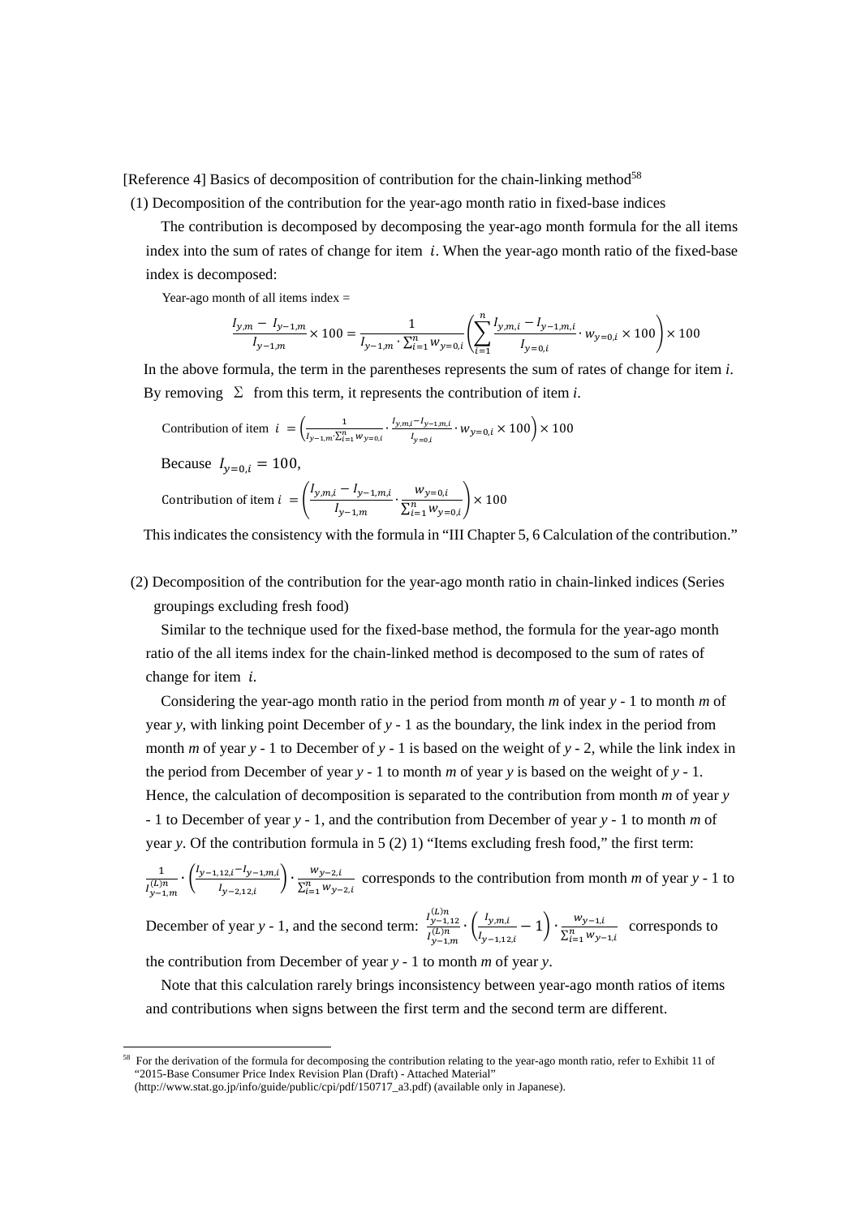[Reference 4] Basics of decomposition of contribution for the chain-linking method[58]

(1) Decomposition of the contribution for the year-ago month ratio in fixed-base indices

The contribution is decomposed by decomposing the year-ago month formula for the all items index into the sum of rates of change for item $i$. When the year-ago month ratio of the fixed-base index is decomposed:

Year-ago month of all items index =

$$\frac{I_{y,m} - I_{y-1,m}}{I_{y-1,m}} \times 100 = \frac{1}{I_{y-1,m} \cdot \sum_{i=1}^{n} w_{y=0,i}} \left( \sum_{i=1}^{n} \frac{I_{y,m,i} - I_{y-1,m,i}}{I_{y=0,i}} \cdot w_{y=0,i} \times 100 \right) \times 100$$

In the above formula, the term in the parentheses represents the sum of rates of change for item $i$. By removing $\Sigma$ from this term, it represents the contribution of item $i$.

$$\text{Contribution of item } i = \left( \frac{1}{I_{y-1,m} \cdot \sum_{i=1}^{n} w_{y=0,i}} \cdot \frac{I_{y,m,i} - I_{y-1,m,i}}{I_{y=0,i}} \cdot w_{y=0,i} \times 100 \right) \times 100$$

Because $I_{y=0,i} = 100$,

$$\text{Contribution of item } i = \left( \frac{I_{y,m,i} - I_{y-1,m,i}}{I_{y-1,m}} \cdot \frac{w_{y=0,i}}{\sum_{i=1}^{n} w_{y=0,i}} \right) \times 100$$

This indicates the consistency with the formula in "III Chapter 5, 6 Calculation of the contribution."

(2) Decomposition of the contribution for the year-ago month ratio in chain-linked indices (Series groupings excluding fresh food)

Similar to the technique used for the fixed-base method, the formula for the year-ago month ratio of the all items index for the chain-linked method is decomposed to the sum of rates of change for item $i$.

Considering the year-ago month ratio in the period from month $m$ of year $y$ - 1 to month $m$ of year $y$, with linking point December of $y$ - 1 as the boundary, the link index in the period from month $m$ of year $y$ - 1 to December of $y$ - 1 is based on the weight of $y$ - 2, while the link index in the period from December of year $y$ - 1 to month $m$ of year $y$ is based on the weight of $y$ - 1. Hence, the calculation of decomposition is separated to the contribution from month $m$ of year $y$ - 1 to December of year $y$ - 1, and the contribution from December of year $y$ - 1 to month $m$ of year $y$. Of the contribution formula in 5 (2) 1) "Items excluding fresh food," the first term: $\frac{1}{I_{y-1,m}^{(L)n}} \cdot \left( \frac{I_{y-1,12,i} - I_{y-1,m,i}}{I_{y-2,12,i}} \right) \cdot \frac{w_{y-2,i}}{\sum_{i=1}^{n} w_{y-2,i}}$ corresponds to the contribution from month $m$ of year $y$ - 1 to December of year $y$ - 1, and the second term: $\frac{I_{y-1,12}^{(L)n}}{I_{y-1,m}^{(L)n}} \cdot \left( \frac{I_{y,m,i}}{I_{y-1,12,i}} - 1 \right) \cdot \frac{w_{y-1,i}}{\sum_{i=1}^{n} w_{y-1,i}}$ corresponds to the contribution from December of year $y$ - 1 to month $m$ of year $y$.

Note that this calculation rarely brings inconsistency between year-ago month ratios of items and contributions when signs between the first term and the second term are different.

---

[58] For the derivation of the formula for decomposing the contribution relating to the year-ago month ratio, refer to Exhibit 11 of "2015-Base Consumer Price Index Revision Plan (Draft) - Attached Material" (http://www.stat.go.jp/info/guide/public/cpi/pdf/150717_a3.pdf) (available only in Japanese).